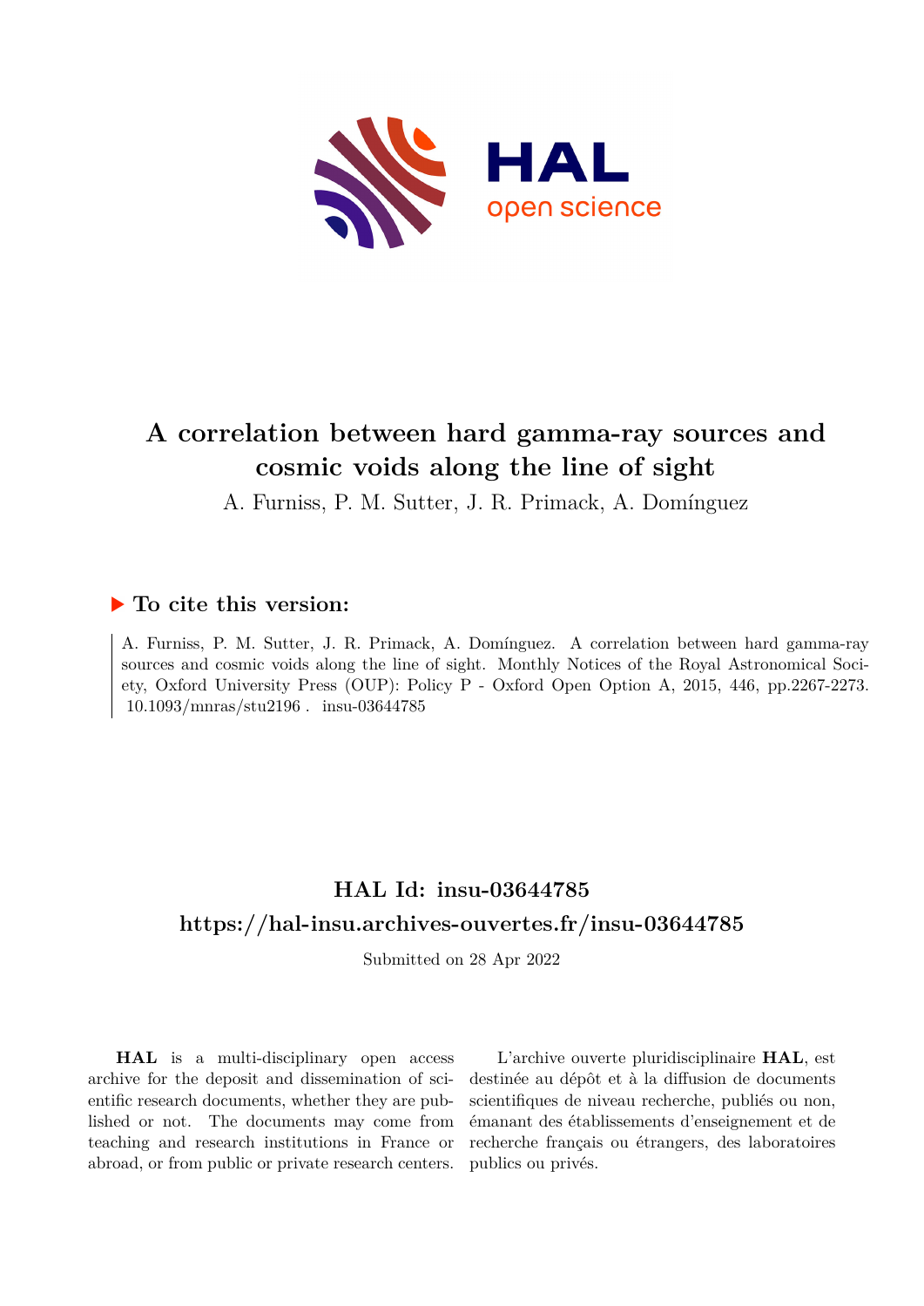# A correlation between hard gamma-ray sources and cosmic voids along the line of sight

A. Furniss, P. M. Sutter, J. R. Primack, A. Domínguez

## ▶ To cite this version:

A. Furniss, P. M. Sutter, J. R. Primack, A. Domínguez. A correlation between hard gamma-ray sources and cosmic voids along the line of sight. Monthly Notices of the Royal Astronomical Society, Oxford University Press (OUP): Policy P - Oxford Open Option A, 2015, 446, pp.2267-2273. 10.1093/mnras/stu2196 . insu-03644785

## HAL Id: insu-03644785

## https://hal-insu.archives-ouvertes.fr/insu-03644785

Submitted on 28 Apr 2022

**HAL** is a multi-disciplinary open access archive for the deposit and dissemination of scientific research documents, whether they are published or not. The documents may come from teaching and research institutions in France or abroad, or from public or private research centers.

L'archive ouverte pluridisciplinaire **HAL**, est destinée au dépôt et à la diffusion de documents scientifiques de niveau recherche, publiés ou non, émanant des établissements d'enseignement et de recherche français ou étrangers, des laboratoires publics ou privés.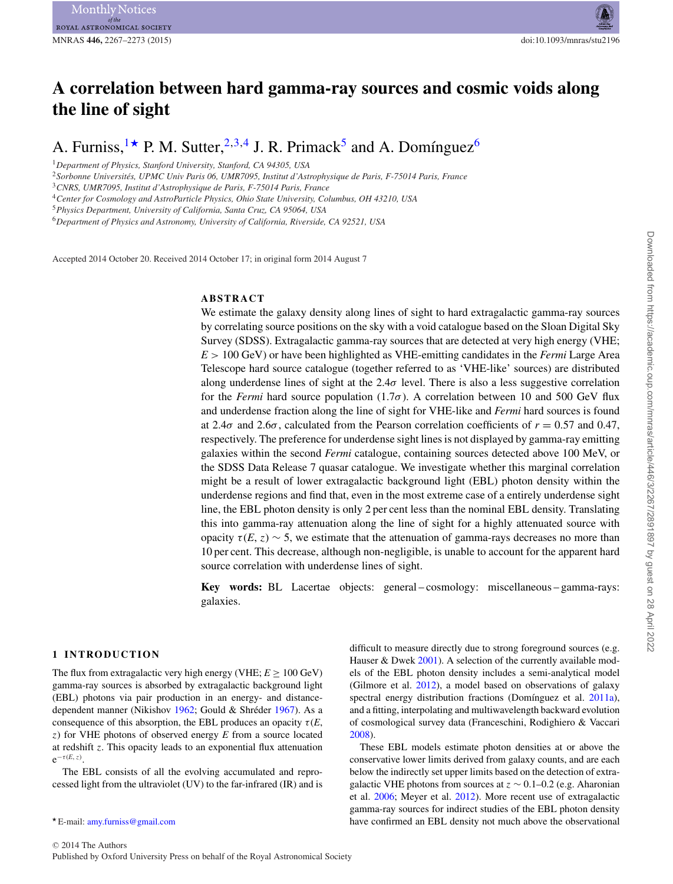# A correlation between hard gamma-ray sources and cosmic voids along the line of sight

A. Furniss,[1★] P. M. Sutter,[2,3,4] J. R. Primack[5] and A. Domínguez[6]

[1] Department of Physics, Stanford University, Stanford, CA 94305, USA
[2] Sorbonne Universités, UPMC Univ Paris 06, UMR7095, Institut d'Astrophysique de Paris, F-75014 Paris, France
[3] CNRS, UMR7095, Institut d'Astrophysique de Paris, F-75014 Paris, France
[4] Center for Cosmology and AstroParticle Physics, Ohio State University, Columbus, OH 43210, USA
[5] Physics Department, University of California, Santa Cruz, CA 95064, USA
[6] Department of Physics and Astronomy, University of California, Riverside, CA 92521, USA

Accepted 2014 October 20. Received 2014 October 17; in original form 2014 August 7

## ABSTRACT

We estimate the galaxy density along lines of sight to hard extragalactic gamma-ray sources by correlating source positions on the sky with a void catalogue based on the Sloan Digital Sky Survey (SDSS). Extragalactic gamma-ray sources that are detected at very high energy (VHE; $E > 100$ GeV) or have been highlighted as VHE-emitting candidates in the *Fermi* Large Area Telescope hard source catalogue (together referred to as 'VHE-like' sources) are distributed along underdense lines of sight at the $2.4\sigma$ level. There is also a less suggestive correlation for the *Fermi* hard source population ($1.7\sigma$). A correlation between 10 and 500 GeV flux and underdense fraction along the line of sight for VHE-like and *Fermi* hard sources is found at $2.4\sigma$ and $2.6\sigma$, calculated from the Pearson correlation coefficients of $r = 0.57$ and 0.47, respectively. The preference for underdense sight lines is not displayed by gamma-ray emitting galaxies within the second *Fermi* catalogue, containing sources detected above 100 MeV, or the SDSS Data Release 7 quasar catalogue. We investigate whether this marginal correlation might be a result of lower extragalactic background light (EBL) photon density within the underdense regions and find that, even in the most extreme case of a entirely underdense sight line, the EBL photon density is only 2 per cent less than the nominal EBL density. Translating this into gamma-ray attenuation along the line of sight for a highly attenuated source with opacity $\tau(E, z) \sim 5$, we estimate that the attenuation of gamma-rays decreases no more than 10 per cent. This decrease, although non-negligible, is unable to account for the apparent hard source correlation with underdense lines of sight.

**Key words:** BL Lacertae objects: general – cosmology: miscellaneous – gamma-rays: galaxies.

## 1 INTRODUCTION

The flux from extragalactic very high energy (VHE; $E \geq 100$ GeV) gamma-ray sources is absorbed by extragalactic background light (EBL) photons via pair production in an energy- and distance-dependent manner (Nikishov 1962; Gould & Shréder 1967). As a consequence of this absorption, the EBL produces an opacity $\tau(E, z)$ for VHE photons of observed energy $E$ from a source located at redshift $z$. This opacity leads to an exponential flux attenuation $e^{-\tau(E, z)}$.

The EBL consists of all the evolving accumulated and reprocessed light from the ultraviolet (UV) to the far-infrared (IR) and is difficult to measure directly due to strong foreground sources (e.g. Hauser & Dwek 2001). A selection of the currently available models of the EBL photon density includes a semi-analytical model (Gilmore et al. 2012), a model based on observations of galaxy spectral energy distribution fractions (Domínguez et al. 2011a), and a fitting, interpolating and multiwavelength backward evolution of cosmological survey data (Franceschini, Rodighiero & Vaccari 2008).

These EBL models estimate photon densities at or above the conservative lower limits derived from galaxy counts, and are each below the indirectly set upper limits based on the detection of extragalactic VHE photons from sources at $z \sim 0.1$–$0.2$ (e.g. Aharonian et al. 2006; Meyer et al. 2012). More recent use of extragalactic gamma-ray sources for indirect studies of the EBL photon density have confirmed an EBL density not much above the observational

★ E-mail: amy.furniss@gmail.com

© 2014 The Authors
Published by Oxford University Press on behalf of the Royal Astronomical Society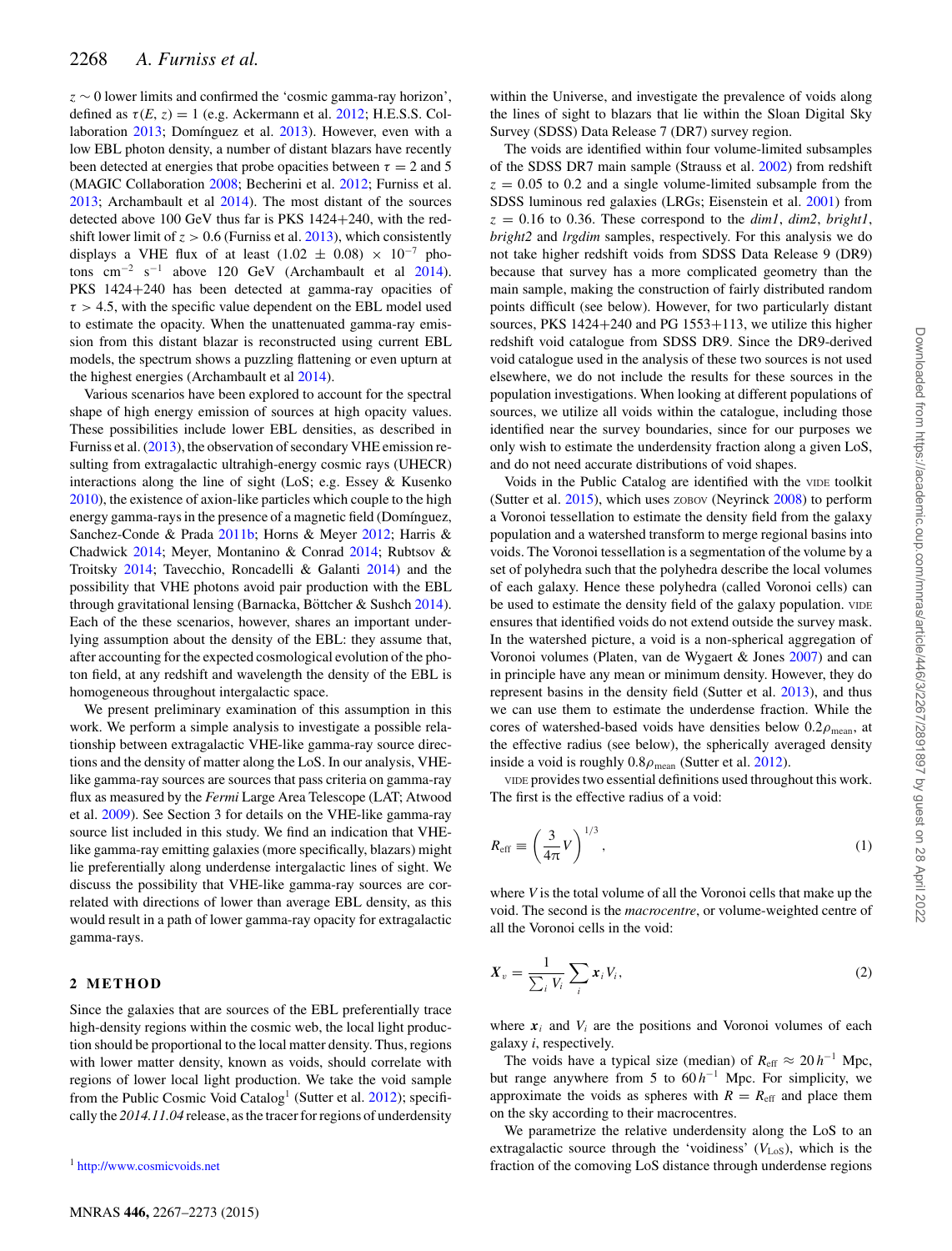$z \sim 0$ lower limits and confirmed the 'cosmic gamma-ray horizon', defined as $\tau(E, z) = 1$ (e.g. Ackermann et al. 2012; H.E.S.S. Collaboration 2013; Domínguez et al. 2013). However, even with a low EBL photon density, a number of distant blazars have recently been detected at energies that probe opacities between $\tau = 2$ and 5 (MAGIC Collaboration 2008; Becherini et al. 2012; Furniss et al. 2013; Archambault et al 2014). The most distant of the sources detected above 100 GeV thus far is PKS 1424+240, with the redshift lower limit of $z > 0.6$ (Furniss et al. 2013), which consistently displays a VHE flux of at least $(1.02 \pm 0.08) \times 10^{-7}$ photons cm$^{-2}$ s$^{-1}$ above 120 GeV (Archambault et al 2014). PKS 1424+240 has been detected at gamma-ray opacities of $\tau > 4.5$, with the specific value dependent on the EBL model used to estimate the opacity. When the unattenuated gamma-ray emission from this distant blazar is reconstructed using current EBL models, the spectrum shows a puzzling flattening or even upturn at the highest energies (Archambault et al 2014).

Various scenarios have been explored to account for the spectral shape of high energy emission of sources at high opacity values. These possibilities include lower EBL densities, as described in Furniss et al. (2013), the observation of secondary VHE emission resulting from extragalactic ultrahigh-energy cosmic rays (UHECR) interactions along the line of sight (LoS; e.g. Essey & Kusenko 2010), the existence of axion-like particles which couple to the high energy gamma-rays in the presence of a magnetic field (Domínguez, Sanchez-Conde & Prada 2011b; Horns & Meyer 2012; Harris & Chadwick 2014; Meyer, Montanino & Conrad 2014; Rubtsov & Troitsky 2014; Tavecchio, Roncadelli & Galanti 2014) and the possibility that VHE photons avoid pair production with the EBL through gravitational lensing (Barnacka, Böttcher & Sushch 2014). Each of the these scenarios, however, shares an important underlying assumption about the density of the EBL: they assume that, after accounting for the expected cosmological evolution of the photon field, at any redshift and wavelength the density of the EBL is homogeneous throughout intergalactic space.

We present preliminary examination of this assumption in this work. We perform a simple analysis to investigate a possible relationship between extragalactic VHE-like gamma-ray source directions and the density of matter along the LoS. In our analysis, VHE-like gamma-ray sources are sources that pass criteria on gamma-ray flux as measured by the *Fermi* Large Area Telescope (LAT; Atwood et al. 2009). See Section 3 for details on the VHE-like gamma-ray source list included in this study. We find an indication that VHE-like gamma-ray emitting galaxies (more specifically, blazars) might lie preferentially along underdense intergalactic lines of sight. We discuss the possibility that VHE-like gamma-ray sources are correlated with directions of lower than average EBL density, as this would result in a path of lower gamma-ray opacity for extragalactic gamma-rays.

## 2 METHOD

Since the galaxies that are sources of the EBL preferentially trace high-density regions within the cosmic web, the local light production should be proportional to the local matter density. Thus, regions with lower matter density, known as voids, should correlate with regions of lower local light production. We take the void sample from the Public Cosmic Void Catalog[1] (Sutter et al. 2012); specifically the *2014.11.04* release, as the tracer for regions of underdensity within the Universe, and investigate the prevalence of voids along the lines of sight to blazars that lie within the Sloan Digital Sky Survey (SDSS) Data Release 7 (DR7) survey region.

[1] http://www.cosmicvoids.net

The voids are identified within four volume-limited subsamples of the SDSS DR7 main sample (Strauss et al. 2002) from redshift $z = 0.05$ to 0.2 and a single volume-limited subsample from the SDSS luminous red galaxies (LRGs; Eisenstein et al. 2001) from $z = 0.16$ to 0.36. These correspond to the *dim1*, *dim2*, *bright1*, *bright2* and *lrgdim* samples, respectively. For this analysis we do not take higher redshift voids from SDSS Data Release 9 (DR9) because that survey has a more complicated geometry than the main sample, making the construction of fairly distributed random points difficult (see below). However, for two particularly distant sources, PKS 1424+240 and PG 1553+113, we utilize this higher redshift void catalogue from SDSS DR9. Since the DR9-derived void catalogue used in the analysis of these two sources is not used elsewhere, we do not include the results for these sources in the population investigations. When looking at different populations of sources, we utilize all voids within the catalogue, including those identified near the survey boundaries, since for our purposes we only wish to estimate the underdensity fraction along a given LoS, and do not need accurate distributions of void shapes.

Voids in the Public Catalog are identified with the VIDE toolkit (Sutter et al. 2015), which uses ZOBOV (Neyrinck 2008) to perform a Voronoi tessellation to estimate the density field from the galaxy population and a watershed transform to merge regional basins into voids. The Voronoi tessellation is a segmentation of the volume by a set of polyhedra such that the polyhedra describe the local volumes of each galaxy. Hence these polyhedra (called Voronoi cells) can be used to estimate the density field of the galaxy population. VIDE ensures that identified voids do not extend outside the survey mask. In the watershed picture, a void is a non-spherical aggregation of Voronoi volumes (Platen, van de Wygaert & Jones 2007) and can in principle have any mean or minimum density. However, they do represent basins in the density field (Sutter et al. 2013), and thus we can use them to estimate the underdense fraction. While the cores of watershed-based voids have densities below $0.2\rho_{\rm mean}$, at the effective radius (see below), the spherically averaged density inside a void is roughly $0.8\rho_{\rm mean}$ (Sutter et al. 2012).

VIDE provides two essential definitions used throughout this work. The first is the effective radius of a void:

$$R_{\rm eff} \equiv \left(\frac{3}{4\pi}V\right)^{1/3}, \tag{1}$$

where $V$ is the total volume of all the Voronoi cells that make up the void. The second is the *macrocentre*, or volume-weighted centre of all the Voronoi cells in the void:

$$\boldsymbol{X}_v = \frac{1}{\sum_i V_i}\sum_i \boldsymbol{x}_i V_i, \tag{2}$$

where $\boldsymbol{x}_i$ and $V_i$ are the positions and Voronoi volumes of each galaxy $i$, respectively.

The voids have a typical size (median) of $R_{\rm eff} \approx 20\,h^{-1}$ Mpc, but range anywhere from 5 to $60\,h^{-1}$ Mpc. For simplicity, we approximate the voids as spheres with $R = R_{\rm eff}$ and place them on the sky according to their macrocentres.

We parametrize the relative underdensity along the LoS to an extragalactic source through the 'voidiness' ($V_{\rm LoS}$), which is the fraction of the comoving LoS distance through underdense regions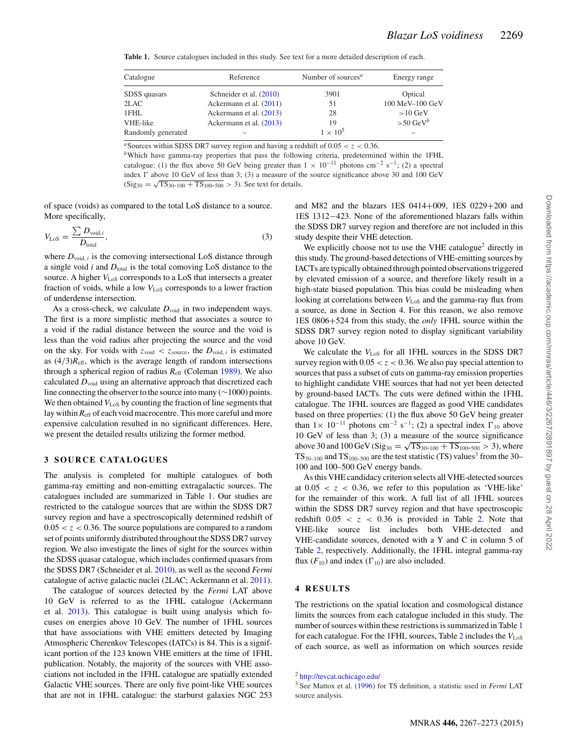**Table 1.** Source catalogues included in this study. See text for a more detailed description of each.

| Catalogue | Reference | Number of sources[a] | Energy range |
|---|---|---|---|
| SDSS quasars | Schneider et al. (2010) | 3901 | Optical |
| 2LAC | Ackermann et al. (2011) | 51 | 100 MeV–100 GeV |
| 1FHL | Ackermann et al. (2013) | 28 | >10 GeV |
| VHE-like | Ackermann et al. (2013) | 19 | >50 GeV[b] |
| Randomly generated | – | $1 \times 10^5$ | – |

[a]Sources within SDSS DR7 survey region and having a redshift of $0.05 < z < 0.36$.
[b]Which have gamma-ray properties that pass the following criteria, predetermined within the 1FHL catalogue: (1) the flux above 50 GeV being greater than $1 \times 10^{-11}$ photons cm$^{-2}$ s$^{-1}$; (2) a spectral index $\Gamma$ above 10 GeV of less than 3; (3) a measure of the source significance above 30 and 100 GeV ($\mathrm{Sig}_{30} = \sqrt{\mathrm{TS}_{30\text{-}100} + \mathrm{TS}_{100\text{-}500}} > 3$). See text for details.

of space (voids) as compared to the total LoS distance to a source. More specifically,

$$V_{\mathrm{LoS}} = \frac{\sum D_{\mathrm{void},i}}{D_{\mathrm{total}}}, \tag{3}$$

where $D_{\mathrm{void},\,i}$ is the comoving intersectional LoS distance through a single void $i$ and $D_{\mathrm{total}}$ is the total comoving LoS distance to the source. A higher $V_{\mathrm{LoS}}$ corresponds to a LoS that intersects a greater fraction of voids, while a low $V_{\mathrm{LoS}}$ corresponds to a lower fraction of underdense intersection.

As a cross-check, we calculate $D_{\mathrm{void}}$ in two independent ways. The first is a more simplistic method that associates a source to a void if the radial distance between the source and the void is less than the void radius after projecting the source and the void on the sky. For voids with $z_{\mathrm{void}} < z_{\mathrm{source}}$, the $D_{\mathrm{void},\,i}$ is estimated as $(4/3)R_{\mathrm{eff}}$, which is the average length of random intersections through a spherical region of radius $R_{\mathrm{eff}}$ (Coleman 1989). We also calculated $D_{\mathrm{void}}$ using an alternative approach that discretized each line connecting the observer to the source into many ($\sim$1000) points. We then obtained $V_{\mathrm{LoS}}$ by counting the fraction of line segments that lay within $R_{\mathrm{eff}}$ of each void macrocentre. This more careful and more expensive calculation resulted in no significant differences. Here, we present the detailed results utilizing the former method.

## 3 SOURCE CATALOGUES

The analysis is completed for multiple catalogues of both gamma-ray emitting and non-emitting extragalactic sources. The catalogues included are summarized in Table 1. Our studies are restricted to the catalogue sources that are within the SDSS DR7 survey region and have a spectroscopically determined redshift of $0.05 < z < 0.36$. The source populations are compared to a random set of points uniformly distributed throughout the SDSS DR7 survey region. We also investigate the lines of sight for the sources within the SDSS quasar catalogue, which includes confirmed quasars from the SDSS DR7 (Schneider et al. 2010), as well as the second *Fermi* catalogue of active galactic nuclei (2LAC; Ackermann et al. 2011).

The catalogue of sources detected by the *Fermi* LAT above 10 GeV is referred to as the 1FHL catalogue (Ackermann et al. 2013). This catalogue is built using analysis which focuses on energies above 10 GeV. The number of 1FHL sources that have associations with VHE emitters detected by Imaging Atmospheric Cherenkov Telescopes (IATCs) is 84. This is a significant portion of the 123 known VHE emitters at the time of 1FHL publication. Notably, the majority of the sources with VHE associations not included in the 1FHL catalogue are spatially extended Galactic VHE sources. There are only five point-like VHE sources that are not in 1FHL catalogue: the starburst galaxies NGC 253 and M82 and the blazars 1ES 0414+009, 1ES 0229+200 and 1ES 1312−423. None of the aforementioned blazars falls within the SDSS DR7 survey region and therefore are not included in this study despite their VHE detection.

We explicitly choose not to use the VHE catalogue[2] directly in this study. The ground-based detections of VHE-emitting sources by IACTs are typically obtained through pointed observations triggered by elevated emission of a source, and therefore likely result in a high-state biased population. This bias could be misleading when looking at correlations between $V_{\mathrm{LoS}}$ and the gamma-ray flux from a source, as done in Section 4. For this reason, we also remove 1ES 0806+524 from this study, the *only* 1FHL source within the SDSS DR7 survey region noted to display significant variability above 10 GeV.

We calculate the $V_{\mathrm{LoS}}$ for all 1FHL sources in the SDSS DR7 survey region with $0.05 < z < 0.36$. We also pay special attention to sources that pass a subset of cuts on gamma-ray emission properties to highlight candidate VHE sources that had not yet been detected by ground-based IACTs. The cuts were defined within the 1FHL catalogue. The 1FHL sources are flagged as good VHE candidates based on three properties: (1) the flux above 50 GeV being greater than $1\times 10^{-11}$ photons cm$^{-2}$ s$^{-1}$; (2) a spectral index $\Gamma_{10}$ above 10 GeV of less than 3; (3) a measure of the source significance above 30 and 100 GeV ($\mathrm{Sig}_{30} = \sqrt{\mathrm{TS}_{30\text{-}100} + \mathrm{TS}_{100\text{-}500}} > 3$), where $\mathrm{TS}_{30\text{–}100}$ and $\mathrm{TS}_{100\text{–}500}$ are the test statistic (TS) values[3] from the 30–100 and 100–500 GeV energy bands.

As this VHE candidacy criterion selects all VHE-detected sources at $0.05 < z < 0.36$, we refer to this population as 'VHE-like' for the remainder of this work. A full list of all 1FHL sources within the SDSS DR7 survey region and that have spectroscopic redshift $0.05 < z < 0.36$ is provided in Table 2. Note that VHE-like source list includes both VHE-detected and VHE-candidate sources, denoted with a Y and C in column 5 of Table 2, respectively. Additionally, the 1FHL integral gamma-ray flux ($F_{10}$) and index ($\Gamma_{10}$) are also included.

## 4 RESULTS

The restrictions on the spatial location and cosmological distance limits the sources from each catalogue included in this study. The number of sources within these restrictions is summarized in Table 1 for each catalogue. For the 1FHL sources, Table 2 includes the $V_{\mathrm{LoS}}$ of each source, as well as information on which sources reside

[2] http://tevcat.uchicago.edu/
[3] See Mattox et al. (1996) for TS definition, a statistic used in *Fermi* LAT source analysis.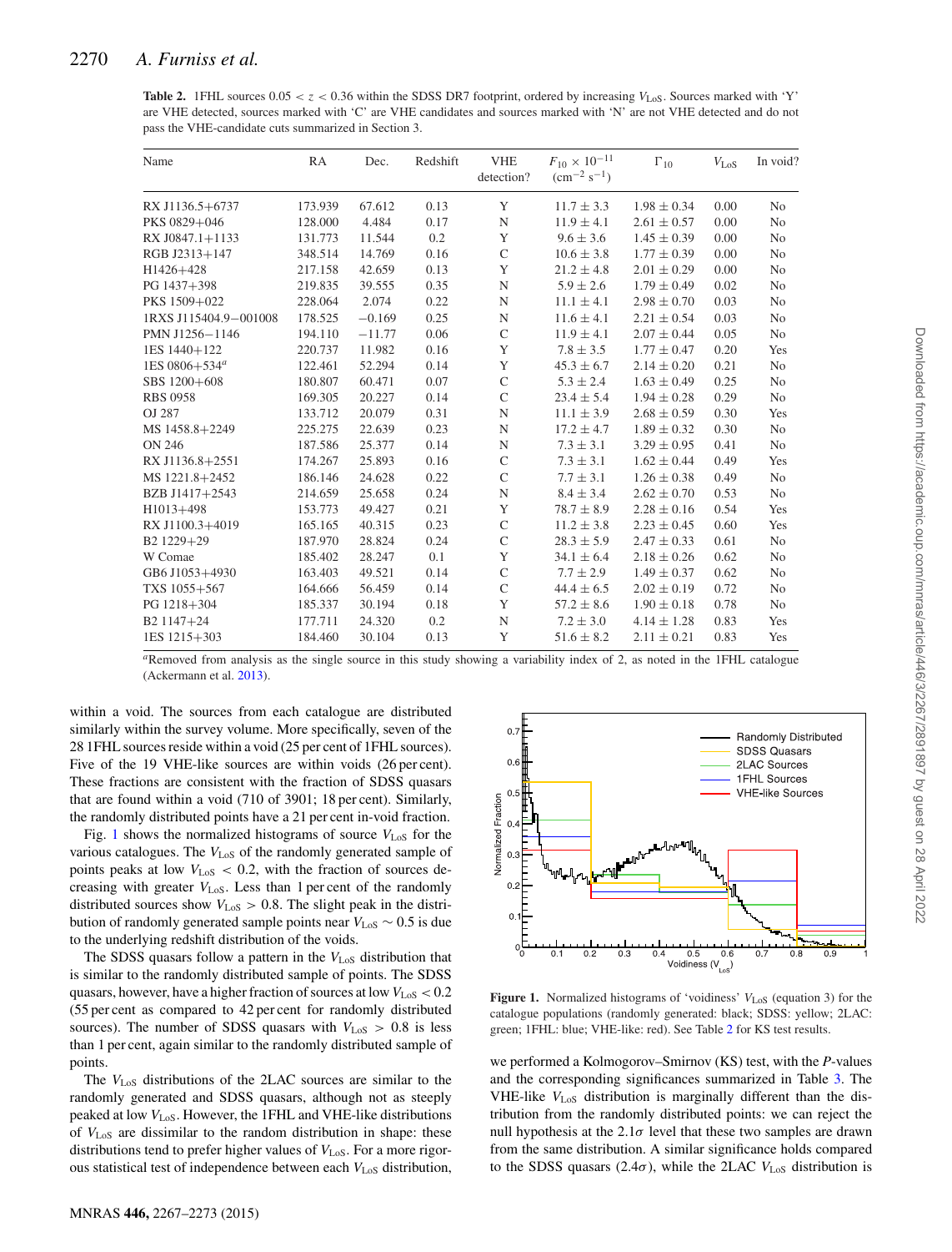**Table 2.** 1FHL sources $0.05 < z < 0.36$ within the SDSS DR7 footprint, ordered by increasing $V_{\rm LoS}$. Sources marked with 'Y' are VHE detected, sources marked with 'C' are VHE candidates and sources marked with 'N' are not VHE detected and do not pass the VHE-candidate cuts summarized in Section 3.

| Name | RA | Dec. | Redshift | VHE detection? | $F_{10} \times 10^{-11}$ (cm$^{-2}$ s$^{-1}$) | $\Gamma_{10}$ | $V_{\rm LoS}$ | In void? |
|---|---|---|---|---|---|---|---|---|
| RX J1136.5+6737 | 173.939 | 67.612 | 0.13 | Y | $11.7 \pm 3.3$ | $1.98 \pm 0.34$ | 0.00 | No |
| PKS 0829+046 | 128.000 | 4.484 | 0.17 | N | $11.9 \pm 4.1$ | $2.61 \pm 0.57$ | 0.00 | No |
| RX J0847.1+1133 | 131.773 | 11.544 | 0.2 | Y | $9.6 \pm 3.6$ | $1.45 \pm 0.39$ | 0.00 | No |
| RGB J2313+147 | 348.514 | 14.769 | 0.16 | C | $10.6 \pm 3.8$ | $1.77 \pm 0.39$ | 0.00 | No |
| H1426+428 | 217.158 | 42.659 | 0.13 | Y | $21.2 \pm 4.8$ | $2.01 \pm 0.29$ | 0.00 | No |
| PG 1437+398 | 219.835 | 39.555 | 0.35 | N | $5.9 \pm 2.6$ | $1.79 \pm 0.49$ | 0.02 | No |
| PKS 1509+022 | 228.064 | 2.074 | 0.22 | N | $11.1 \pm 4.1$ | $2.98 \pm 0.70$ | 0.03 | No |
| 1RXS J115404.9−001008 | 178.525 | −0.169 | 0.25 | N | $11.6 \pm 4.1$ | $2.21 \pm 0.54$ | 0.03 | No |
| PMN J1256−1146 | 194.110 | −11.77 | 0.06 | C | $11.9 \pm 4.1$ | $2.07 \pm 0.44$ | 0.05 | No |
| 1ES 1440+122 | 220.737 | 11.982 | 0.16 | Y | $7.8 \pm 3.5$ | $1.77 \pm 0.47$ | 0.20 | Yes |
| 1ES 0806+534[a] | 122.461 | 52.294 | 0.14 | Y | $45.3 \pm 6.7$ | $2.14 \pm 0.20$ | 0.21 | No |
| SBS 1200+608 | 180.807 | 60.471 | 0.07 | C | $5.3 \pm 2.4$ | $1.63 \pm 0.49$ | 0.25 | No |
| RBS 0958 | 169.305 | 20.227 | 0.14 | C | $23.4 \pm 5.4$ | $1.94 \pm 0.28$ | 0.29 | No |
| OJ 287 | 133.712 | 20.079 | 0.31 | N | $11.1 \pm 3.9$ | $2.68 \pm 0.59$ | 0.30 | Yes |
| MS 1458.8+2249 | 225.275 | 22.639 | 0.23 | N | $17.2 \pm 4.7$ | $1.89 \pm 0.32$ | 0.30 | No |
| ON 246 | 187.586 | 25.377 | 0.14 | N | $7.3 \pm 3.1$ | $3.29 \pm 0.95$ | 0.41 | No |
| RX J1136.8+2551 | 174.267 | 25.893 | 0.16 | C | $7.3 \pm 3.1$ | $1.62 \pm 0.44$ | 0.49 | Yes |
| MS 1221.8+2452 | 186.146 | 24.628 | 0.22 | C | $7.7 \pm 3.1$ | $1.26 \pm 0.38$ | 0.49 | No |
| BZB J1417+2543 | 214.659 | 25.658 | 0.24 | N | $8.4 \pm 3.4$ | $2.62 \pm 0.70$ | 0.53 | No |
| H1013+498 | 153.773 | 49.427 | 0.21 | Y | $78.7 \pm 8.9$ | $2.28 \pm 0.16$ | 0.54 | Yes |
| RX J1100.3+4019 | 165.165 | 40.315 | 0.23 | C | $11.2 \pm 3.8$ | $2.23 \pm 0.45$ | 0.60 | Yes |
| B2 1229+29 | 187.970 | 28.824 | 0.24 | C | $28.3 \pm 5.9$ | $2.47 \pm 0.33$ | 0.61 | No |
| W Comae | 185.402 | 28.247 | 0.1 | Y | $34.1 \pm 6.4$ | $2.18 \pm 0.26$ | 0.62 | No |
| GB6 J1053+4930 | 163.403 | 49.521 | 0.14 | C | $7.7 \pm 2.9$ | $1.49 \pm 0.37$ | 0.62 | No |
| TXS 1055+567 | 164.666 | 56.459 | 0.14 | C | $44.4 \pm 6.5$ | $2.02 \pm 0.19$ | 0.72 | No |
| PG 1218+304 | 185.337 | 30.194 | 0.18 | Y | $57.2 \pm 8.6$ | $1.90 \pm 0.18$ | 0.78 | No |
| B2 1147+24 | 177.711 | 24.320 | 0.2 | N | $7.2 \pm 3.0$ | $4.14 \pm 1.28$ | 0.83 | Yes |
| 1ES 1215+303 | 184.460 | 30.104 | 0.13 | Y | $51.6 \pm 8.2$ | $2.11 \pm 0.21$ | 0.83 | Yes |

[a]Removed from analysis as the single source in this study showing a variability index of 2, as noted in the 1FHL catalogue (Ackermann et al. 2013).

within a void. The sources from each catalogue are distributed similarly within the survey volume. More specifically, seven of the 28 1FHL sources reside within a void (25 per cent of 1FHL sources). Five of the 19 VHE-like sources are within voids (26 per cent). These fractions are consistent with the fraction of SDSS quasars that are found within a void (710 of 3901; 18 per cent). Similarly, the randomly distributed points have a 21 per cent in-void fraction.

Fig. 1 shows the normalized histograms of source $V_{\rm LoS}$ for the various catalogues. The $V_{\rm LoS}$ of the randomly generated sample of points peaks at low $V_{\rm LoS} < 0.2$, with the fraction of sources decreasing with greater $V_{\rm LoS}$. Less than 1 per cent of the randomly distributed sources show $V_{\rm LoS} > 0.8$. The slight peak in the distribution of randomly generated sample points near $V_{\rm LoS} \sim 0.5$ is due to the underlying redshift distribution of the voids.

The SDSS quasars follow a pattern in the $V_{\rm LoS}$ distribution that is similar to the randomly distributed sample of points. The SDSS quasars, however, have a higher fraction of sources at low $V_{\rm LoS} < 0.2$ (55 per cent as compared to 42 per cent for randomly distributed sources). The number of SDSS quasars with $V_{\rm LoS} > 0.8$ is less than 1 per cent, again similar to the randomly distributed sample of points.

The $V_{\rm LoS}$ distributions of the 2LAC sources are similar to the randomly generated and SDSS quasars, although not as steeply peaked at low $V_{\rm LoS}$. However, the 1FHL and VHE-like distributions of $V_{\rm LoS}$ are dissimilar to the random distribution in shape: these distributions tend to prefer higher values of $V_{\rm LoS}$. For a more rigorous statistical test of independence between each $V_{\rm LoS}$ distribution,

**Figure 1.** Normalized histograms of 'voidiness' $V_{\rm LoS}$ (equation 3) for the catalogue populations (randomly generated: black; SDSS: yellow; 2LAC: green; 1FHL: blue; VHE-like: red). See Table 2 for KS test results.

we performed a Kolmogorov–Smirnov (KS) test, with the $P$-values and the corresponding significances summarized in Table 3. The VHE-like $V_{\rm LoS}$ distribution is marginally different than the distribution from the randomly distributed points: we can reject the null hypothesis at the $2.1\sigma$ level that these two samples are drawn from the same distribution. A similar significance holds compared to the SDSS quasars ($2.4\sigma$), while the 2LAC $V_{\rm LoS}$ distribution is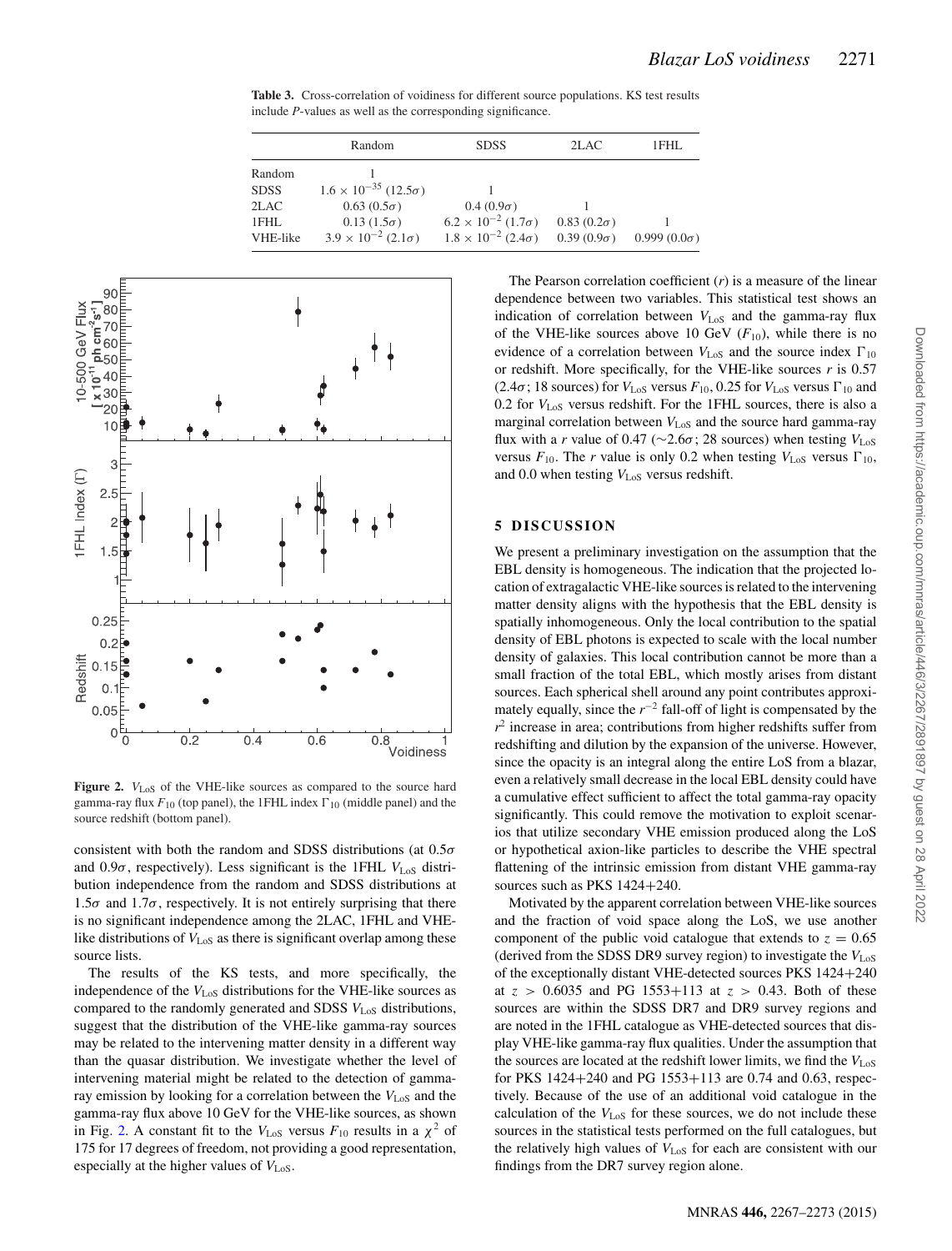**Table 3.** Cross-correlation of voidiness for different source populations. KS test results include *P*-values as well as the corresponding significance.

| | Random | SDSS | 2LAC | 1FHL |
|---|---|---|---|---|
| Random | 1 | | | |
| SDSS | $1.6 \times 10^{-35}$ ($12.5\sigma$) | 1 | | |
| 2LAC | 0.63 ($0.5\sigma$) | 0.4 ($0.9\sigma$) | 1 | |
| 1FHL | 0.13 ($1.5\sigma$) | $6.2 \times 10^{-2}$ ($1.7\sigma$) | 0.83 ($0.2\sigma$) | 1 |
| VHE-like | $3.9 \times 10^{-2}$ ($2.1\sigma$) | $1.8 \times 10^{-2}$ ($2.4\sigma$) | 0.39 ($0.9\sigma$) | 0.999 ($0.0\sigma$) |

**Figure 2.** $V_{\rm LoS}$ of the VHE-like sources as compared to the source hard gamma-ray flux $F_{10}$ (top panel), the 1FHL index $\Gamma_{10}$ (middle panel) and the source redshift (bottom panel).

consistent with both the random and SDSS distributions (at $0.5\sigma$ and $0.9\sigma$, respectively). Less significant is the 1FHL $V_{\rm LoS}$ distribution independence from the random and SDSS distributions at $1.5\sigma$ and $1.7\sigma$, respectively. It is not entirely surprising that there is no significant independence among the 2LAC, 1FHL and VHE-like distributions of $V_{\rm LoS}$ as there is significant overlap among these source lists.

The results of the KS tests, and more specifically, the independence of the $V_{\rm LoS}$ distributions for the VHE-like sources as compared to the randomly generated and SDSS $V_{\rm LoS}$ distributions, suggest that the distribution of the VHE-like gamma-ray sources may be related to the intervening matter density in a different way than the quasar distribution. We investigate whether the level of intervening material might be related to the detection of gamma-ray emission by looking for a correlation between the $V_{\rm LoS}$ and the gamma-ray flux above 10 GeV for the VHE-like sources, as shown in Fig. 2. A constant fit to the $V_{\rm LoS}$ versus $F_{10}$ results in a $\chi^2$ of 175 for 17 degrees of freedom, not providing a good representation, especially at the higher values of $V_{\rm LoS}$.

The Pearson correlation coefficient ($r$) is a measure of the linear dependence between two variables. This statistical test shows an indication of correlation between $V_{\rm LoS}$ and the gamma-ray flux of the VHE-like sources above 10 GeV ($F_{10}$), while there is no evidence of a correlation between $V_{\rm LoS}$ and the source index $\Gamma_{10}$ or redshift. More specifically, for the VHE-like sources $r$ is 0.57 ($2.4\sigma$; 18 sources) for $V_{\rm LoS}$ versus $F_{10}$, 0.25 for $V_{\rm LoS}$ versus $\Gamma_{10}$ and 0.2 for $V_{\rm LoS}$ versus redshift. For the 1FHL sources, there is also a marginal correlation between $V_{\rm LoS}$ and the source hard gamma-ray flux with a $r$ value of 0.47 ($\sim 2.6\sigma$; 28 sources) when testing $V_{\rm LoS}$ versus $F_{10}$. The $r$ value is only 0.2 when testing $V_{\rm LoS}$ versus $\Gamma_{10}$, and 0.0 when testing $V_{\rm LoS}$ versus redshift.

## 5 DISCUSSION

We present a preliminary investigation on the assumption that the EBL density is homogeneous. The indication that the projected location of extragalactic VHE-like sources is related to the intervening matter density aligns with the hypothesis that the EBL density is spatially inhomogeneous. Only the local contribution to the spatial density of EBL photons is expected to scale with the local number density of galaxies. This local contribution cannot be more than a small fraction of the total EBL, which mostly arises from distant sources. Each spherical shell around any point contributes approximately equally, since the $r^{-2}$ fall-off of light is compensated by the $r^2$ increase in area; contributions from higher redshifts suffer from redshifting and dilution by the expansion of the universe. However, since the opacity is an integral along the entire LoS from a blazar, even a relatively small decrease in the local EBL density could have a cumulative effect sufficient to affect the total gamma-ray opacity significantly. This could remove the motivation to exploit scenarios that utilize secondary VHE emission produced along the LoS or hypothetical axion-like particles to describe the VHE spectral flattening of the intrinsic emission from distant VHE gamma-ray sources such as PKS 1424+240.

Motivated by the apparent correlation between VHE-like sources and the fraction of void space along the LoS, we use another component of the public void catalogue that extends to $z = 0.65$ (derived from the SDSS DR9 survey region) to investigate the $V_{\rm LoS}$ of the exceptionally distant VHE-detected sources PKS 1424+240 at $z > 0.6035$ and PG 1553+113 at $z > 0.43$. Both of these sources are within the SDSS DR7 and DR9 survey regions and are noted in the 1FHL catalogue as VHE-detected sources that display VHE-like gamma-ray flux qualities. Under the assumption that the sources are located at the redshift lower limits, we find the $V_{\rm LoS}$ for PKS 1424+240 and PG 1553+113 are 0.74 and 0.63, respectively. Because of the use of an additional void catalogue in the calculation of the $V_{\rm LoS}$ for these sources, we do not include these sources in the statistical tests performed on the full catalogues, but the relatively high values of $V_{\rm LoS}$ for each are consistent with our findings from the DR7 survey region alone.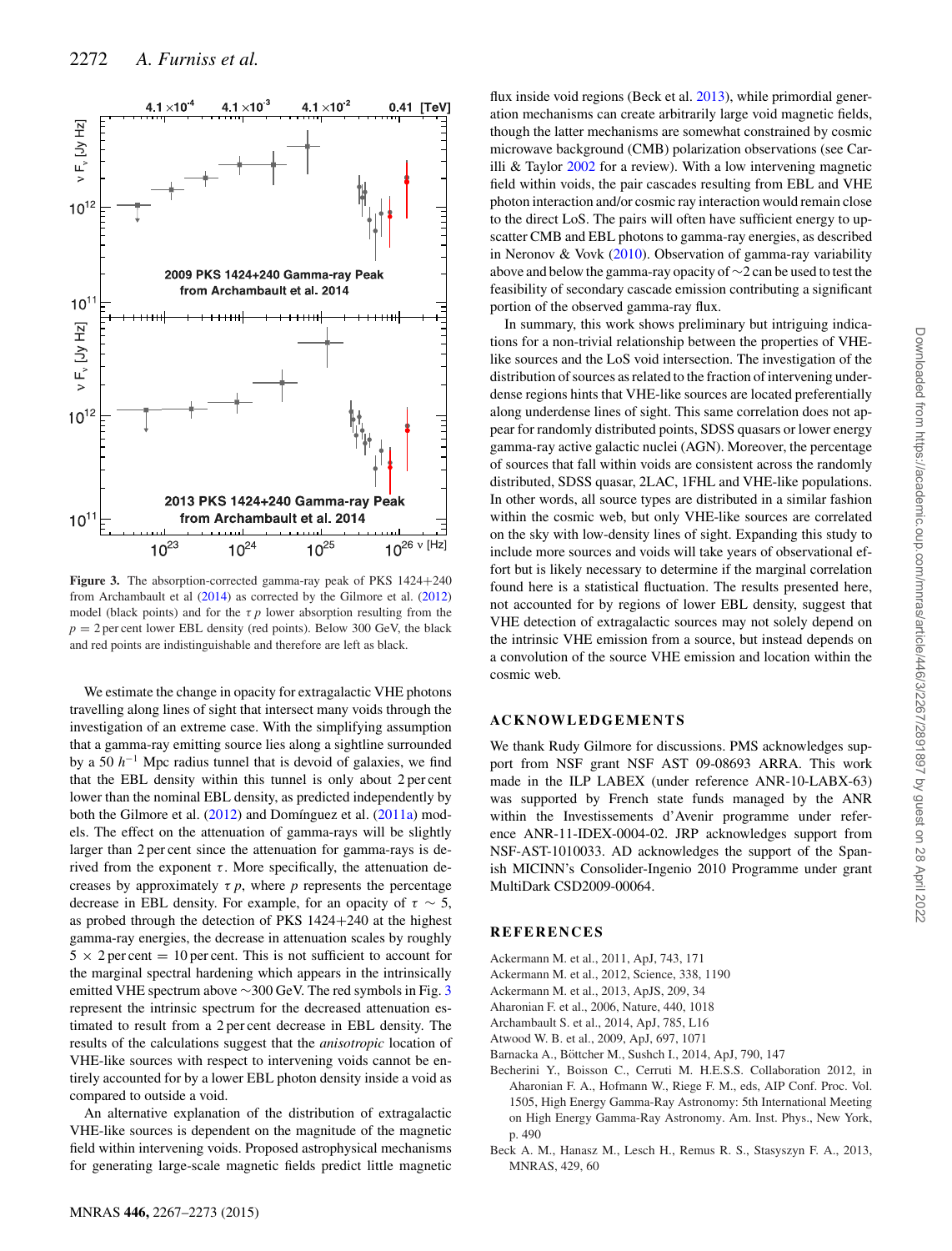**Figure 3.** The absorption-corrected gamma-ray peak of PKS 1424+240 from Archambault et al (2014) as corrected by the Gilmore et al. (2012) model (black points) and for the $\tau\, p$ lower absorption resulting from the $p = 2$ per cent lower EBL density (red points). Below 300 GeV, the black and red points are indistinguishable and therefore are left as black.

We estimate the change in opacity for extragalactic VHE photons travelling along lines of sight that intersect many voids through the investigation of an extreme case. With the simplifying assumption that a gamma-ray emitting source lies along a sightline surrounded by a 50 $h^{-1}$ Mpc radius tunnel that is devoid of galaxies, we find that the EBL density within this tunnel is only about 2 per cent lower than the nominal EBL density, as predicted independently by both the Gilmore et al. (2012) and Domínguez et al. (2011a) models. The effect on the attenuation of gamma-rays will be slightly larger than 2 per cent since the attenuation for gamma-rays is derived from the exponent $\tau$. More specifically, the attenuation decreases by approximately $\tau\, p$, where $p$ represents the percentage decrease in EBL density. For example, for an opacity of $\tau \sim 5$, as probed through the detection of PKS 1424+240 at the highest gamma-ray energies, the decrease in attenuation scales by roughly $5 \times 2$ per cent $= 10$ per cent. This is not sufficient to account for the marginal spectral hardening which appears in the intrinsically emitted VHE spectrum above ∼300 GeV. The red symbols in Fig. 3 represent the intrinsic spectrum for the decreased attenuation estimated to result from a 2 per cent decrease in EBL density. The results of the calculations suggest that the *anisotropic* location of VHE-like sources with respect to intervening voids cannot be entirely accounted for by a lower EBL photon density inside a void as compared to outside a void.

An alternative explanation of the distribution of extragalactic VHE-like sources is dependent on the magnitude of the magnetic field within intervening voids. Proposed astrophysical mechanisms for generating large-scale magnetic fields predict little magnetic flux inside void regions (Beck et al. 2013), while primordial generation mechanisms can create arbitrarily large void magnetic fields, though the latter mechanisms are somewhat constrained by cosmic microwave background (CMB) polarization observations (see Carilli & Taylor 2002 for a review). With a low intervening magnetic field within voids, the pair cascades resulting from EBL and VHE photon interaction and/or cosmic ray interaction would remain close to the direct LoS. The pairs will often have sufficient energy to upscatter CMB and EBL photons to gamma-ray energies, as described in Neronov & Vovk (2010). Observation of gamma-ray variability above and below the gamma-ray opacity of ∼2 can be used to test the feasibility of secondary cascade emission contributing a significant portion of the observed gamma-ray flux.

In summary, this work shows preliminary but intriguing indications for a non-trivial relationship between the properties of VHE-like sources and the LoS void intersection. The investigation of the distribution of sources as related to the fraction of intervening underdense regions hints that VHE-like sources are located preferentially along underdense lines of sight. This same correlation does not appear for randomly distributed points, SDSS quasars or lower energy gamma-ray active galactic nuclei (AGN). Moreover, the percentage of sources that fall within voids are consistent across the randomly distributed, SDSS quasar, 2LAC, 1FHL and VHE-like populations. In other words, all source types are distributed in a similar fashion within the cosmic web, but only VHE-like sources are correlated on the sky with low-density lines of sight. Expanding this study to include more sources and voids will take years of observational effort but is likely necessary to determine if the marginal correlation found here is a statistical fluctuation. The results presented here, not accounted for by regions of lower EBL density, suggest that VHE detection of extragalactic sources may not solely depend on the intrinsic VHE emission from a source, but instead depends on a convolution of the source VHE emission and location within the cosmic web.

## ACKNOWLEDGEMENTS

We thank Rudy Gilmore for discussions. PMS acknowledges support from NSF grant NSF AST 09-08693 ARRA. This work made in the ILP LABEX (under reference ANR-10-LABX-63) was supported by French state funds managed by the ANR within the Investissements d'Avenir programme under reference ANR-11-IDEX-0004-02. JRP acknowledges support from NSF-AST-1010033. AD acknowledges the support of the Spanish MICINN's Consolider-Ingenio 2010 Programme under grant MultiDark CSD2009-00064.

## REFERENCES

Ackermann M. et al., 2011, ApJ, 743, 171
Ackermann M. et al., 2012, Science, 338, 1190
Ackermann M. et al., 2013, ApJS, 209, 34
Aharonian F. et al., 2006, Nature, 440, 1018
Archambault S. et al., 2014, ApJ, 785, L16
Atwood W. B. et al., 2009, ApJ, 697, 1071
Barnacka A., Böttcher M., Sushch I., 2014, ApJ, 790, 147
Becherini Y., Boisson C., Cerruti M. H.E.S.S. Collaboration 2012, in Aharonian F. A., Hofmann W., Riege F. M., eds, AIP Conf. Proc. Vol. 1505, High Energy Gamma-Ray Astronomy: 5th International Meeting on High Energy Gamma-Ray Astronomy. Am. Inst. Phys., New York, p. 490
Beck A. M., Hanasz M., Lesch H., Remus R. S., Stasyszyn F. A., 2013, MNRAS, 429, 60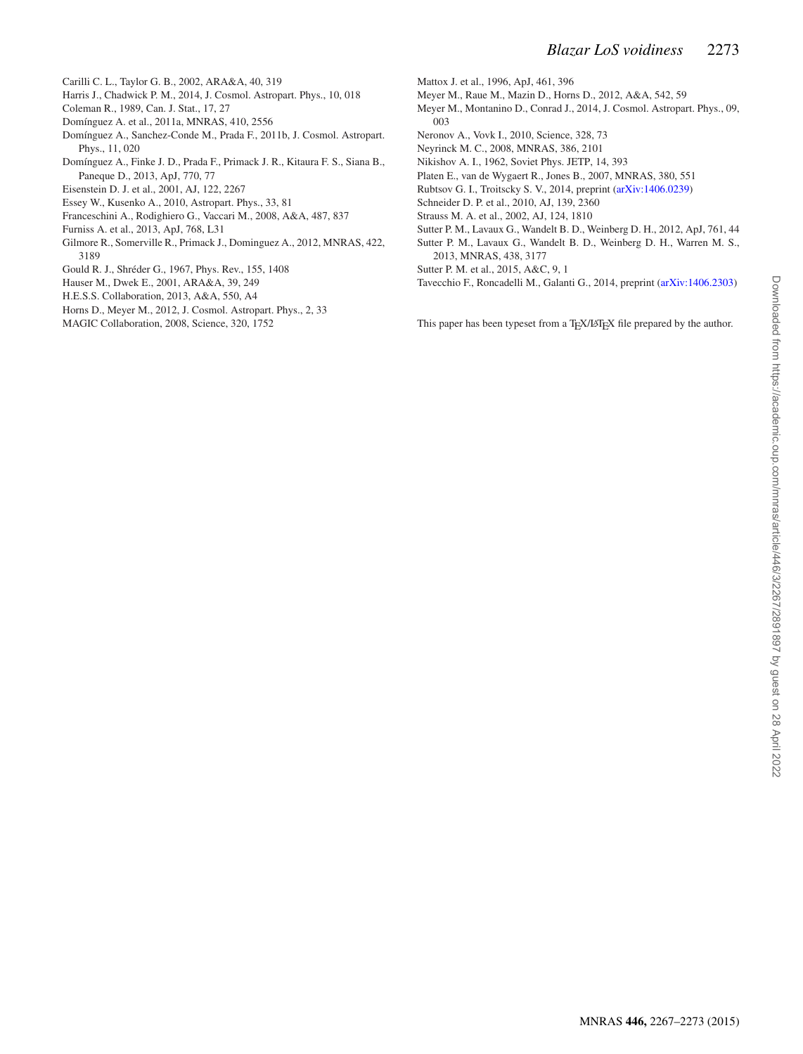Carilli C. L., Taylor G. B., 2002, ARA&A, 40, 319

Harris J., Chadwick P. M., 2014, J. Cosmol. Astropart. Phys., 10, 018

Coleman R., 1989, Can. J. Stat., 17, 27

Domínguez A. et al., 2011a, MNRAS, 410, 2556

Domínguez A., Sanchez-Conde M., Prada F., 2011b, J. Cosmol. Astropart. Phys., 11, 020

Domínguez A., Finke J. D., Prada F., Primack J. R., Kitaura F. S., Siana B., Paneque D., 2013, ApJ, 770, 77

Eisenstein D. J. et al., 2001, AJ, 122, 2267

Essey W., Kusenko A., 2010, Astropart. Phys., 33, 81

Franceschini A., Rodighiero G., Vaccari M., 2008, A&A, 487, 837

Furniss A. et al., 2013, ApJ, 768, L31

Gilmore R., Somerville R., Primack J., Dominguez A., 2012, MNRAS, 422, 3189

Gould R. J., Shréder G., 1967, Phys. Rev., 155, 1408

Hauser M., Dwek E., 2001, ARA&A, 39, 249

H.E.S.S. Collaboration, 2013, A&A, 550, A4

Horns D., Meyer M., 2012, J. Cosmol. Astropart. Phys., 2, 33

MAGIC Collaboration, 2008, Science, 320, 1752

Mattox J. et al., 1996, ApJ, 461, 396

Meyer M., Raue M., Mazin D., Horns D., 2012, A&A, 542, 59

Meyer M., Montanino D., Conrad J., 2014, J. Cosmol. Astropart. Phys., 09, 003

Neronov A., Vovk I., 2010, Science, 328, 73

Neyrinck M. C., 2008, MNRAS, 386, 2101

Nikishov A. I., 1962, Soviet Phys. JETP, 14, 393

Platen E., van de Wygaert R., Jones B., 2007, MNRAS, 380, 551

Rubtsov G. I., Troitscky S. V., 2014, preprint (arXiv:1406.0239)

Schneider D. P. et al., 2010, AJ, 139, 2360

Strauss M. A. et al., 2002, AJ, 124, 1810

Sutter P. M., Lavaux G., Wandelt B. D., Weinberg D. H., 2012, ApJ, 761, 44

Sutter P. M., Lavaux G., Wandelt B. D., Weinberg D. H., Warren M. S., 2013, MNRAS, 438, 3177

Sutter P. M. et al., 2015, A&C, 9, 1

Tavecchio F., Roncadelli M., Galanti G., 2014, preprint (arXiv:1406.2303)

This paper has been typeset from a TEX/LATEX file prepared by the author.